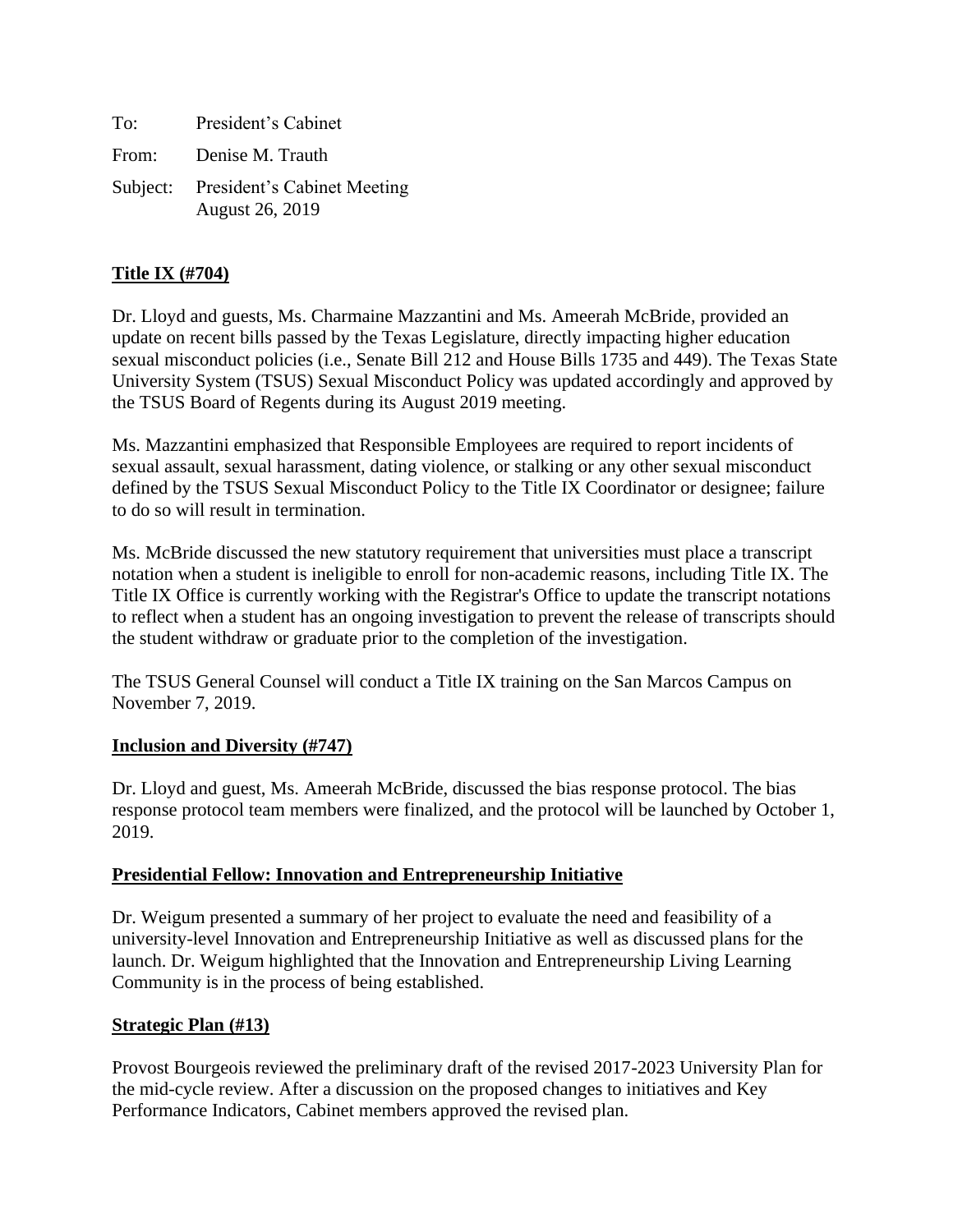To: President's Cabinet

From: Denise M. Trauth

Subject: President's Cabinet Meeting
August 26, 2019

**Title IX (#704)**

Dr. Lloyd and guests, Ms. Charmaine Mazzantini and Ms. Ameerah McBride, provided an update on recent bills passed by the Texas Legislature, directly impacting higher education sexual misconduct policies (i.e., Senate Bill 212 and House Bills 1735 and 449). The Texas State University System (TSUS) Sexual Misconduct Policy was updated accordingly and approved by the TSUS Board of Regents during its August 2019 meeting.

Ms. Mazzantini emphasized that Responsible Employees are required to report incidents of sexual assault, sexual harassment, dating violence, or stalking or any other sexual misconduct defined by the TSUS Sexual Misconduct Policy to the Title IX Coordinator or designee; failure to do so will result in termination.

Ms. McBride discussed the new statutory requirement that universities must place a transcript notation when a student is ineligible to enroll for non-academic reasons, including Title IX. The Title IX Office is currently working with the Registrar's Office to update the transcript notations to reflect when a student has an ongoing investigation to prevent the release of transcripts should the student withdraw or graduate prior to the completion of the investigation.

The TSUS General Counsel will conduct a Title IX training on the San Marcos Campus on November 7, 2019.

**Inclusion and Diversity (#747)**

Dr. Lloyd and guest, Ms. Ameerah McBride, discussed the bias response protocol. The bias response protocol team members were finalized, and the protocol will be launched by October 1, 2019.

**Presidential Fellow: Innovation and Entrepreneurship Initiative**

Dr. Weigum presented a summary of her project to evaluate the need and feasibility of a university-level Innovation and Entrepreneurship Initiative as well as discussed plans for the launch. Dr. Weigum highlighted that the Innovation and Entrepreneurship Living Learning Community is in the process of being established.

**Strategic Plan (#13)**

Provost Bourgeois reviewed the preliminary draft of the revised 2017-2023 University Plan for the mid-cycle review. After a discussion on the proposed changes to initiatives and Key Performance Indicators, Cabinet members approved the revised plan.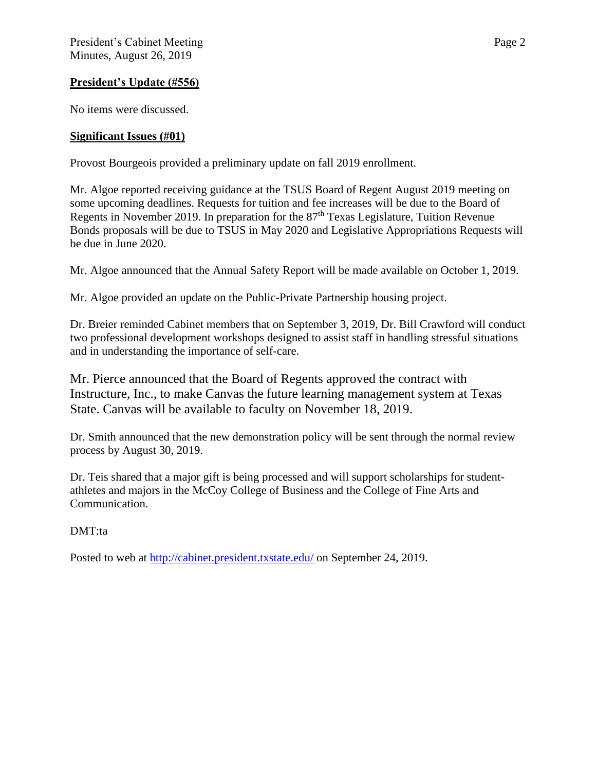**President's Update (#556)**

No items were discussed.

**Significant Issues (#01)**

Provost Bourgeois provided a preliminary update on fall 2019 enrollment.

Mr. Algoe reported receiving guidance at the TSUS Board of Regent August 2019 meeting on some upcoming deadlines. Requests for tuition and fee increases will be due to the Board of Regents in November 2019. In preparation for the 87th Texas Legislature, Tuition Revenue Bonds proposals will be due to TSUS in May 2020 and Legislative Appropriations Requests will be due in June 2020.

Mr. Algoe announced that the Annual Safety Report will be made available on October 1, 2019.

Mr. Algoe provided an update on the Public-Private Partnership housing project.

Dr. Breier reminded Cabinet members that on September 3, 2019, Dr. Bill Crawford will conduct two professional development workshops designed to assist staff in handling stressful situations and in understanding the importance of self-care.

Mr. Pierce announced that the Board of Regents approved the contract with Instructure, Inc., to make Canvas the future learning management system at Texas State. Canvas will be available to faculty on November 18, 2019.

Dr. Smith announced that the new demonstration policy will be sent through the normal review process by August 30, 2019.

Dr. Teis shared that a major gift is being processed and will support scholarships for student-athletes and majors in the McCoy College of Business and the College of Fine Arts and Communication.

DMT:ta

Posted to web at http://cabinet.president.txstate.edu/ on September 24, 2019.